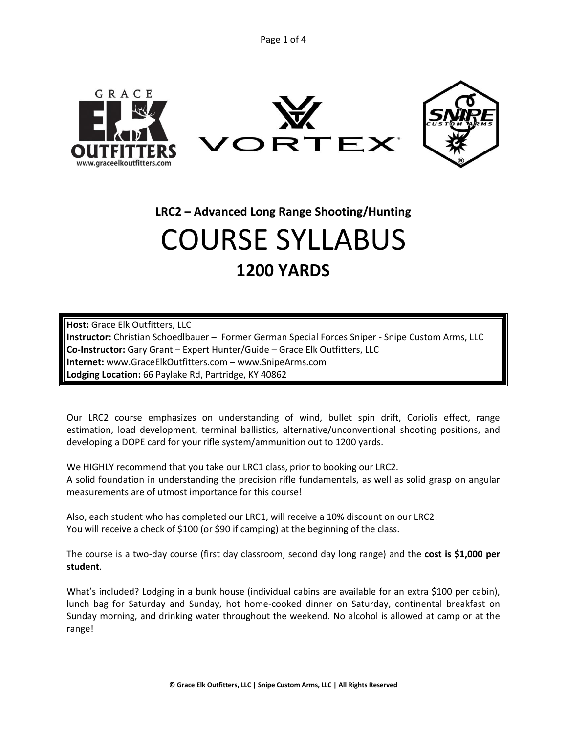## LRC2 – Advanced Long Range Shooting/Hunting

# COURSE SYLLABUS

## 1200 YARDS

**Host:** Grace Elk Outfitters, LLC
**Instructor:** Christian Schoedlbauer – Former German Special Forces Sniper - Snipe Custom Arms, LLC
**Co-Instructor:** Gary Grant – Expert Hunter/Guide – Grace Elk Outfitters, LLC
**Internet:** www.GraceElkOutfitters.com – www.SnipeArms.com
**Lodging Location:** 66 Paylake Rd, Partridge, KY 40862

Our LRC2 course emphasizes on understanding of wind, bullet spin drift, Coriolis effect, range estimation, load development, terminal ballistics, alternative/unconventional shooting positions, and developing a DOPE card for your rifle system/ammunition out to 1200 yards.

We HIGHLY recommend that you take our LRC1 class, prior to booking our LRC2.
A solid foundation in understanding the precision rifle fundamentals, as well as solid grasp on angular measurements are of utmost importance for this course!

Also, each student who has completed our LRC1, will receive a 10% discount on our LRC2!
You will receive a check of $100 (or $90 if camping) at the beginning of the class.

The course is a two-day course (first day classroom, second day long range) and the **cost is $1,000 per student**.

What's included? Lodging in a bunk house (individual cabins are available for an extra $100 per cabin), lunch bag for Saturday and Sunday, hot home-cooked dinner on Saturday, continental breakfast on Sunday morning, and drinking water throughout the weekend. No alcohol is allowed at camp or at the range!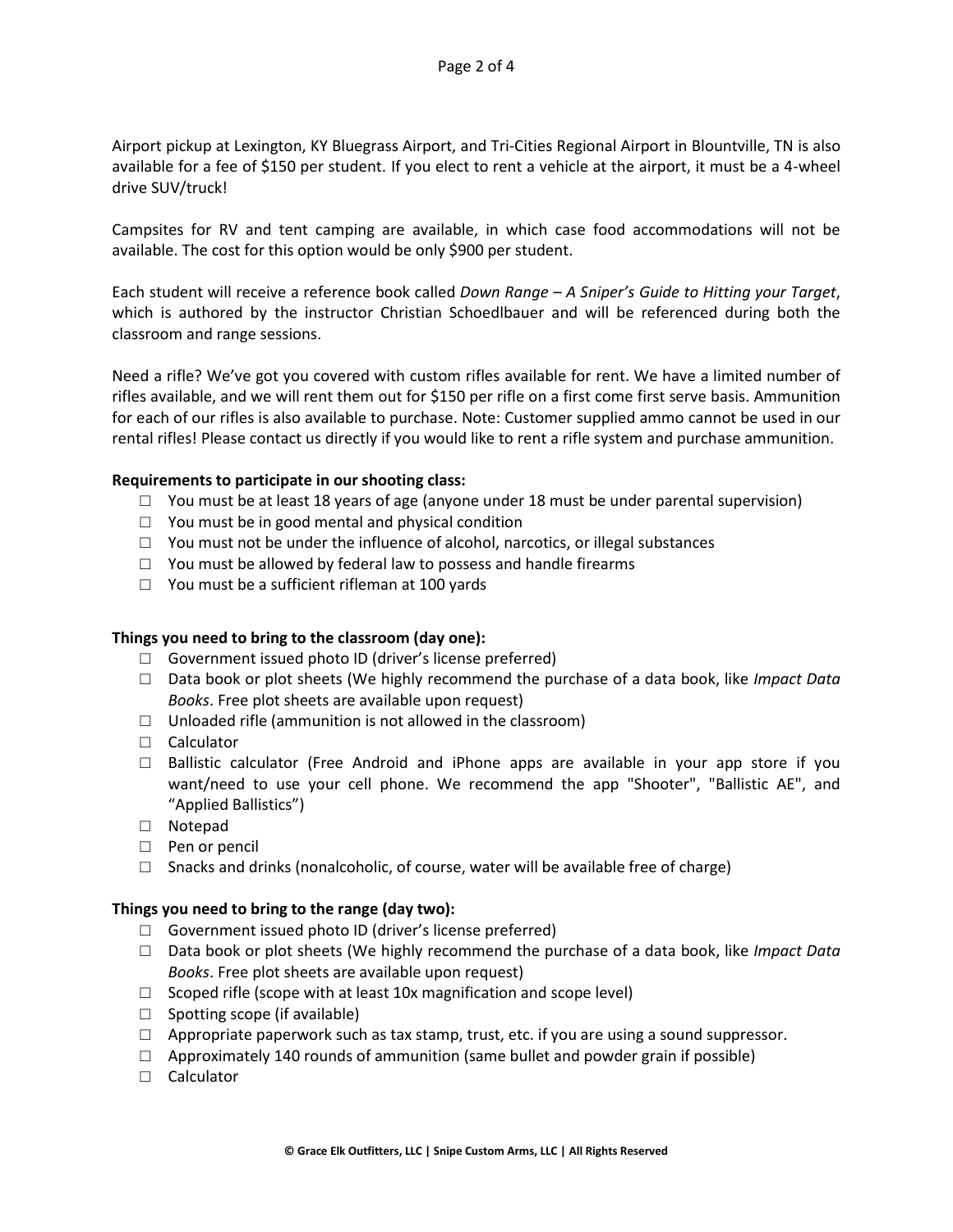Airport pickup at Lexington, KY Bluegrass Airport, and Tri-Cities Regional Airport in Blountville, TN is also available for a fee of $150 per student. If you elect to rent a vehicle at the airport, it must be a 4-wheel drive SUV/truck!

Campsites for RV and tent camping are available, in which case food accommodations will not be available. The cost for this option would be only $900 per student.

Each student will receive a reference book called *Down Range – A Sniper's Guide to Hitting your Target*, which is authored by the instructor Christian Schoedlbauer and will be referenced during both the classroom and range sessions.

Need a rifle? We've got you covered with custom rifles available for rent. We have a limited number of rifles available, and we will rent them out for $150 per rifle on a first come first serve basis. Ammunition for each of our rifles is also available to purchase. Note: Customer supplied ammo cannot be used in our rental rifles! Please contact us directly if you would like to rent a rifle system and purchase ammunition.

**Requirements to participate in our shooting class:**

- ☐ You must be at least 18 years of age (anyone under 18 must be under parental supervision)
- ☐ You must be in good mental and physical condition
- ☐ You must not be under the influence of alcohol, narcotics, or illegal substances
- ☐ You must be allowed by federal law to possess and handle firearms
- ☐ You must be a sufficient rifleman at 100 yards

**Things you need to bring to the classroom (day one):**

- ☐ Government issued photo ID (driver's license preferred)
- ☐ Data book or plot sheets (We highly recommend the purchase of a data book, like *Impact Data Books*. Free plot sheets are available upon request)
- ☐ Unloaded rifle (ammunition is not allowed in the classroom)
- ☐ Calculator
- ☐ Ballistic calculator (Free Android and iPhone apps are available in your app store if you want/need to use your cell phone. We recommend the app "Shooter", "Ballistic AE", and "Applied Ballistics")
- ☐ Notepad
- ☐ Pen or pencil
- ☐ Snacks and drinks (nonalcoholic, of course, water will be available free of charge)

**Things you need to bring to the range (day two):**

- ☐ Government issued photo ID (driver's license preferred)
- ☐ Data book or plot sheets (We highly recommend the purchase of a data book, like *Impact Data Books*. Free plot sheets are available upon request)
- ☐ Scoped rifle (scope with at least 10x magnification and scope level)
- ☐ Spotting scope (if available)
- ☐ Appropriate paperwork such as tax stamp, trust, etc. if you are using a sound suppressor.
- ☐ Approximately 140 rounds of ammunition (same bullet and powder grain if possible)
- ☐ Calculator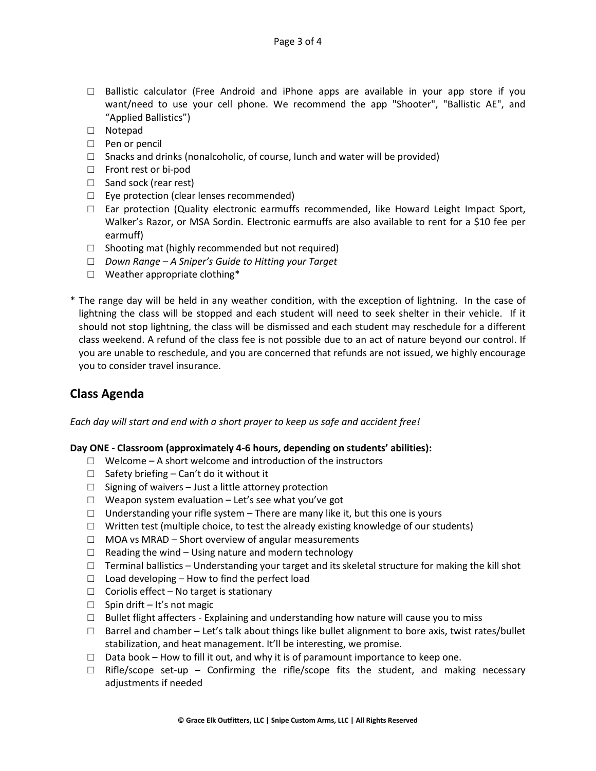- ☐ Ballistic calculator (Free Android and iPhone apps are available in your app store if you want/need to use your cell phone. We recommend the app "Shooter", "Ballistic AE", and "Applied Ballistics")
- ☐ Notepad
- ☐ Pen or pencil
- ☐ Snacks and drinks (nonalcoholic, of course, lunch and water will be provided)
- ☐ Front rest or bi-pod
- ☐ Sand sock (rear rest)
- ☐ Eye protection (clear lenses recommended)
- ☐ Ear protection (Quality electronic earmuffs recommended, like Howard Leight Impact Sport, Walker's Razor, or MSA Sordin. Electronic earmuffs are also available to rent for a $10 fee per earmuff)
- ☐ Shooting mat (highly recommended but not required)
- ☐ *Down Range – A Sniper's Guide to Hitting your Target*
- ☐ Weather appropriate clothing*

\* The range day will be held in any weather condition, with the exception of lightning. In the case of lightning the class will be stopped and each student will need to seek shelter in their vehicle. If it should not stop lightning, the class will be dismissed and each student may reschedule for a different class weekend. A refund of the class fee is not possible due to an act of nature beyond our control. If you are unable to reschedule, and you are concerned that refunds are not issued, we highly encourage you to consider travel insurance.

## Class Agenda

*Each day will start and end with a short prayer to keep us safe and accident free!*

**Day ONE - Classroom (approximately 4-6 hours, depending on students' abilities):**

- ☐ Welcome – A short welcome and introduction of the instructors
- ☐ Safety briefing – Can't do it without it
- ☐ Signing of waivers – Just a little attorney protection
- ☐ Weapon system evaluation – Let's see what you've got
- ☐ Understanding your rifle system – There are many like it, but this one is yours
- ☐ Written test (multiple choice, to test the already existing knowledge of our students)
- ☐ MOA vs MRAD – Short overview of angular measurements
- ☐ Reading the wind – Using nature and modern technology
- ☐ Terminal ballistics – Understanding your target and its skeletal structure for making the kill shot
- ☐ Load developing – How to find the perfect load
- ☐ Coriolis effect – No target is stationary
- ☐ Spin drift – It's not magic
- ☐ Bullet flight affecters - Explaining and understanding how nature will cause you to miss
- ☐ Barrel and chamber – Let's talk about things like bullet alignment to bore axis, twist rates/bullet stabilization, and heat management. It'll be interesting, we promise.
- ☐ Data book – How to fill it out, and why it is of paramount importance to keep one.
- ☐ Rifle/scope set-up – Confirming the rifle/scope fits the student, and making necessary adjustments if needed

**© Grace Elk Outfitters, LLC | Snipe Custom Arms, LLC | All Rights Reserved**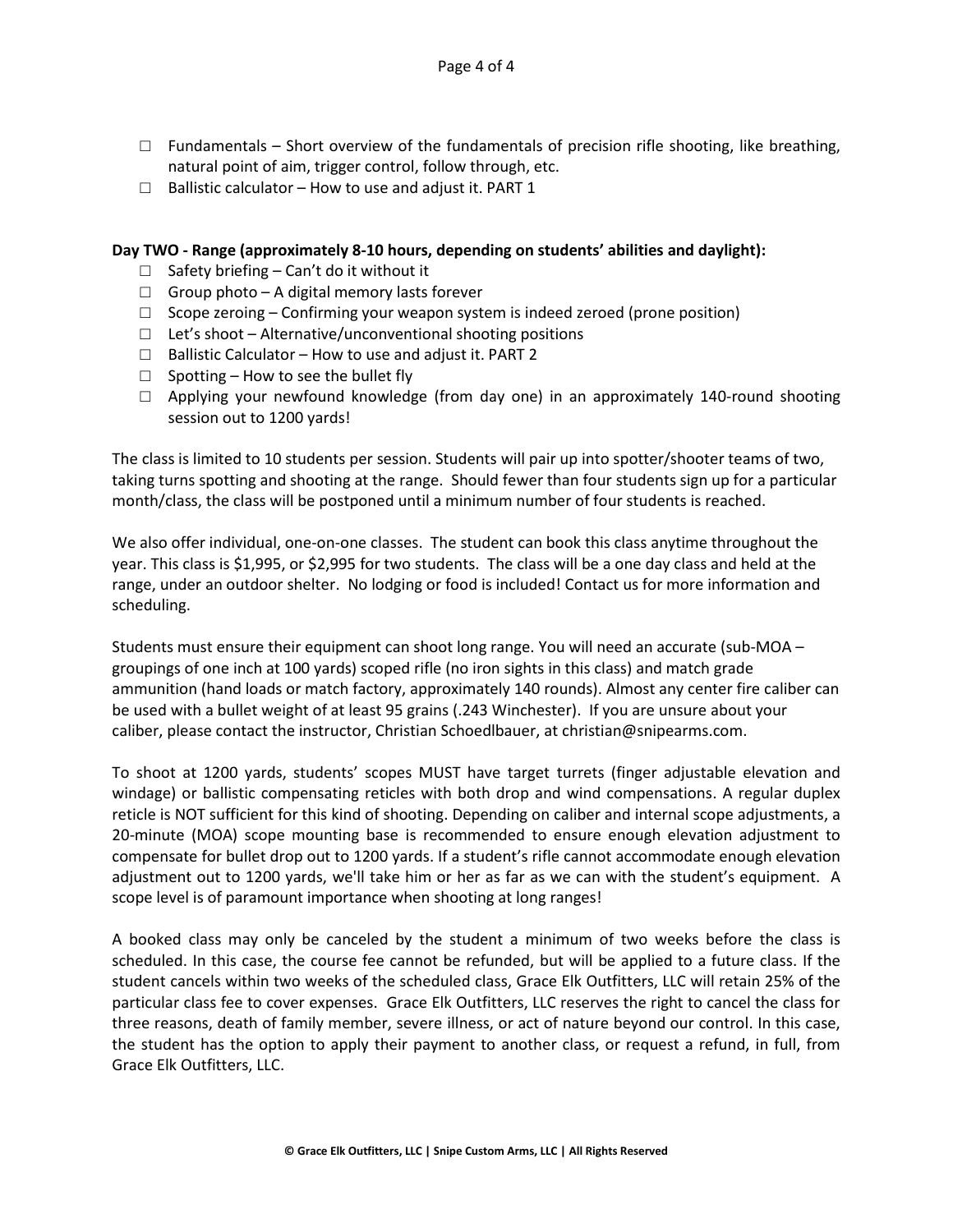- ☐ Fundamentals – Short overview of the fundamentals of precision rifle shooting, like breathing, natural point of aim, trigger control, follow through, etc.
- ☐ Ballistic calculator – How to use and adjust it. PART 1

**Day TWO - Range (approximately 8-10 hours, depending on students' abilities and daylight):**

- ☐ Safety briefing – Can't do it without it
- ☐ Group photo – A digital memory lasts forever
- ☐ Scope zeroing – Confirming your weapon system is indeed zeroed (prone position)
- ☐ Let's shoot – Alternative/unconventional shooting positions
- ☐ Ballistic Calculator – How to use and adjust it. PART 2
- ☐ Spotting – How to see the bullet fly
- ☐ Applying your newfound knowledge (from day one) in an approximately 140-round shooting session out to 1200 yards!

The class is limited to 10 students per session. Students will pair up into spotter/shooter teams of two, taking turns spotting and shooting at the range. Should fewer than four students sign up for a particular month/class, the class will be postponed until a minimum number of four students is reached.

We also offer individual, one-on-one classes. The student can book this class anytime throughout the year. This class is $1,995, or $2,995 for two students. The class will be a one day class and held at the range, under an outdoor shelter. No lodging or food is included! Contact us for more information and scheduling.

Students must ensure their equipment can shoot long range. You will need an accurate (sub-MOA – groupings of one inch at 100 yards) scoped rifle (no iron sights in this class) and match grade ammunition (hand loads or match factory, approximately 140 rounds). Almost any center fire caliber can be used with a bullet weight of at least 95 grains (.243 Winchester). If you are unsure about your caliber, please contact the instructor, Christian Schoedlbauer, at christian@snipearms.com.

To shoot at 1200 yards, students' scopes MUST have target turrets (finger adjustable elevation and windage) or ballistic compensating reticles with both drop and wind compensations. A regular duplex reticle is NOT sufficient for this kind of shooting. Depending on caliber and internal scope adjustments, a 20-minute (MOA) scope mounting base is recommended to ensure enough elevation adjustment to compensate for bullet drop out to 1200 yards. If a student's rifle cannot accommodate enough elevation adjustment out to 1200 yards, we'll take him or her as far as we can with the student's equipment. A scope level is of paramount importance when shooting at long ranges!

A booked class may only be canceled by the student a minimum of two weeks before the class is scheduled. In this case, the course fee cannot be refunded, but will be applied to a future class. If the student cancels within two weeks of the scheduled class, Grace Elk Outfitters, LLC will retain 25% of the particular class fee to cover expenses. Grace Elk Outfitters, LLC reserves the right to cancel the class for three reasons, death of family member, severe illness, or act of nature beyond our control. In this case, the student has the option to apply their payment to another class, or request a refund, in full, from Grace Elk Outfitters, LLC.